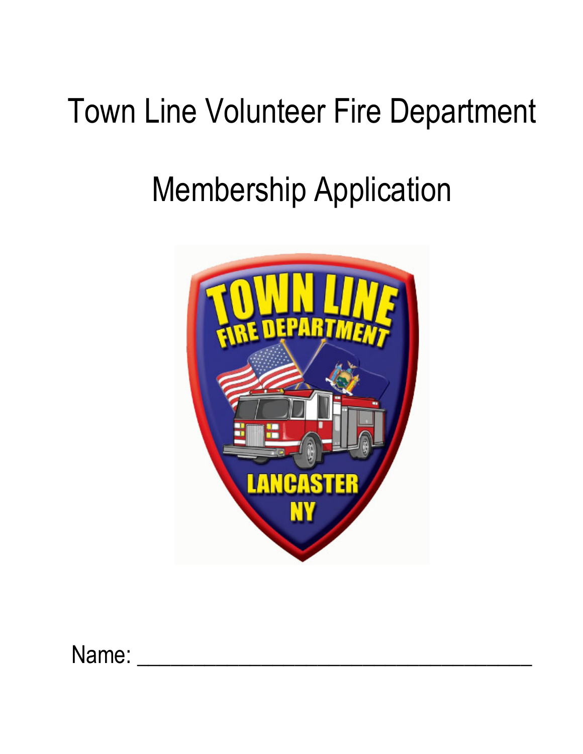# Town Line Volunteer Fire Department

# Membership Application

Name: ___________________________________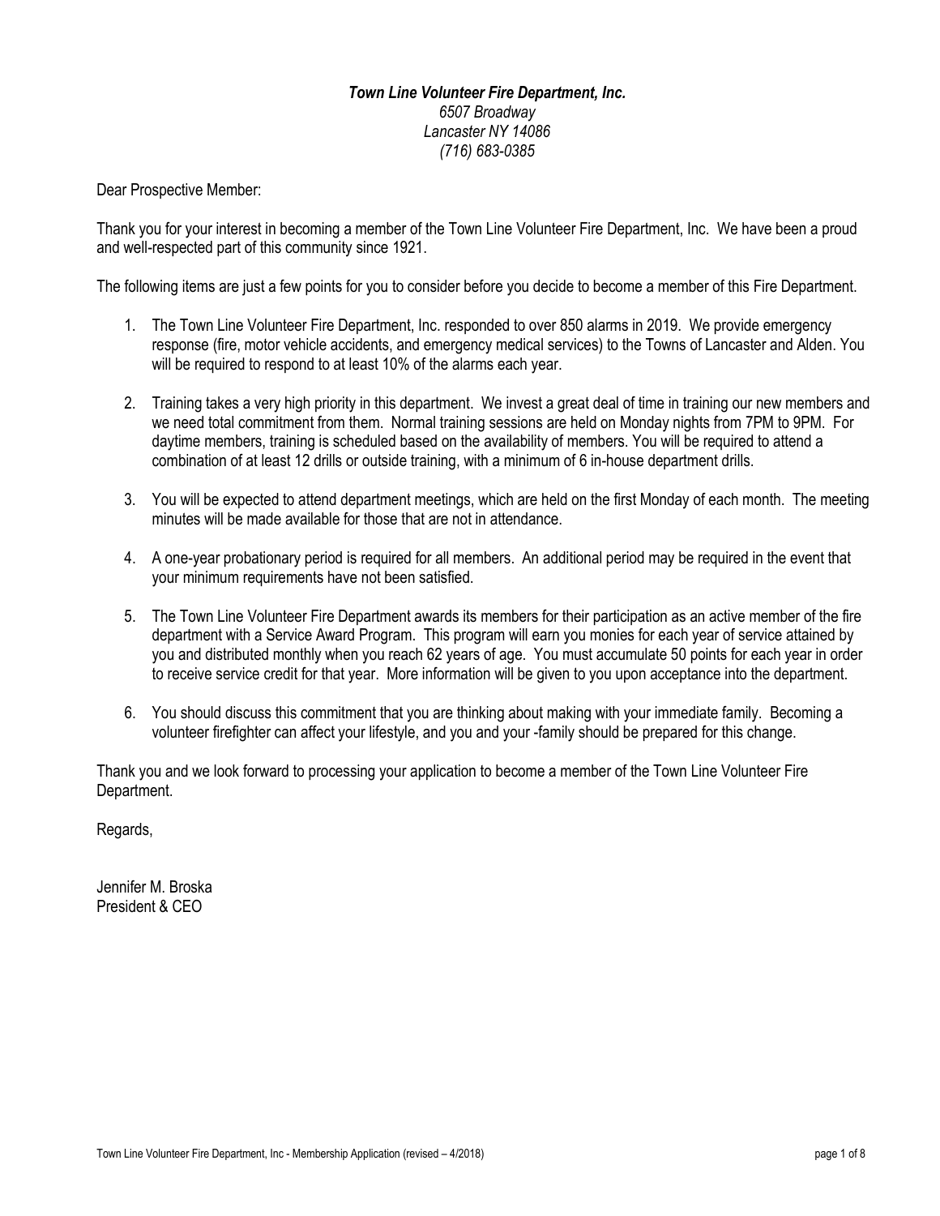***Town Line Volunteer Fire Department, Inc.***
*6507 Broadway*
*Lancaster NY 14086*
*(716) 683-0385*

Dear Prospective Member:

Thank you for your interest in becoming a member of the Town Line Volunteer Fire Department, Inc. We have been a proud and well-respected part of this community since 1921.

The following items are just a few points for you to consider before you decide to become a member of this Fire Department.

1. The Town Line Volunteer Fire Department, Inc. responded to over 850 alarms in 2019. We provide emergency response (fire, motor vehicle accidents, and emergency medical services) to the Towns of Lancaster and Alden. You will be required to respond to at least 10% of the alarms each year.

2. Training takes a very high priority in this department. We invest a great deal of time in training our new members and we need total commitment from them. Normal training sessions are held on Monday nights from 7PM to 9PM. For daytime members, training is scheduled based on the availability of members. You will be required to attend a combination of at least 12 drills or outside training, with a minimum of 6 in-house department drills.

3. You will be expected to attend department meetings, which are held on the first Monday of each month. The meeting minutes will be made available for those that are not in attendance.

4. A one-year probationary period is required for all members. An additional period may be required in the event that your minimum requirements have not been satisfied.

5. The Town Line Volunteer Fire Department awards its members for their participation as an active member of the fire department with a Service Award Program. This program will earn you monies for each year of service attained by you and distributed monthly when you reach 62 years of age. You must accumulate 50 points for each year in order to receive service credit for that year. More information will be given to you upon acceptance into the department.

6. You should discuss this commitment that you are thinking about making with your immediate family. Becoming a volunteer firefighter can affect your lifestyle, and you and your -family should be prepared for this change.

Thank you and we look forward to processing your application to become a member of the Town Line Volunteer Fire Department.

Regards,

Jennifer M. Broska
President & CEO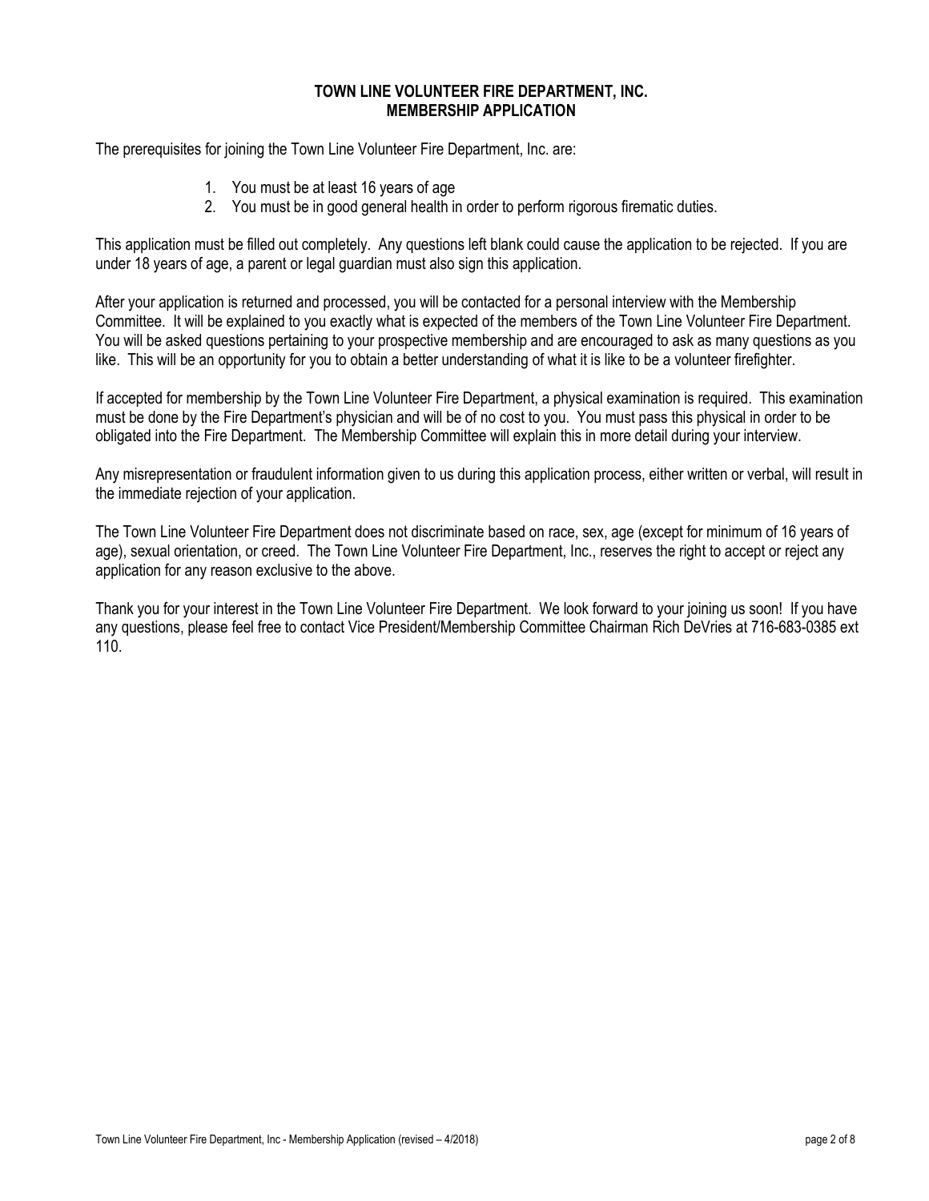# TOWN LINE VOLUNTEER FIRE DEPARTMENT, INC.
## MEMBERSHIP APPLICATION

The prerequisites for joining the Town Line Volunteer Fire Department, Inc. are:

1. You must be at least 16 years of age
2. You must be in good general health in order to perform rigorous firematic duties.

This application must be filled out completely. Any questions left blank could cause the application to be rejected. If you are under 18 years of age, a parent or legal guardian must also sign this application.

After your application is returned and processed, you will be contacted for a personal interview with the Membership Committee. It will be explained to you exactly what is expected of the members of the Town Line Volunteer Fire Department. You will be asked questions pertaining to your prospective membership and are encouraged to ask as many questions as you like. This will be an opportunity for you to obtain a better understanding of what it is like to be a volunteer firefighter.

If accepted for membership by the Town Line Volunteer Fire Department, a physical examination is required. This examination must be done by the Fire Department's physician and will be of no cost to you. You must pass this physical in order to be obligated into the Fire Department. The Membership Committee will explain this in more detail during your interview.

Any misrepresentation or fraudulent information given to us during this application process, either written or verbal, will result in the immediate rejection of your application.

The Town Line Volunteer Fire Department does not discriminate based on race, sex, age (except for minimum of 16 years of age), sexual orientation, or creed. The Town Line Volunteer Fire Department, Inc., reserves the right to accept or reject any application for any reason exclusive to the above.

Thank you for your interest in the Town Line Volunteer Fire Department. We look forward to your joining us soon! If you have any questions, please feel free to contact Vice President/Membership Committee Chairman Rich DeVries at 716-683-0385 ext 110.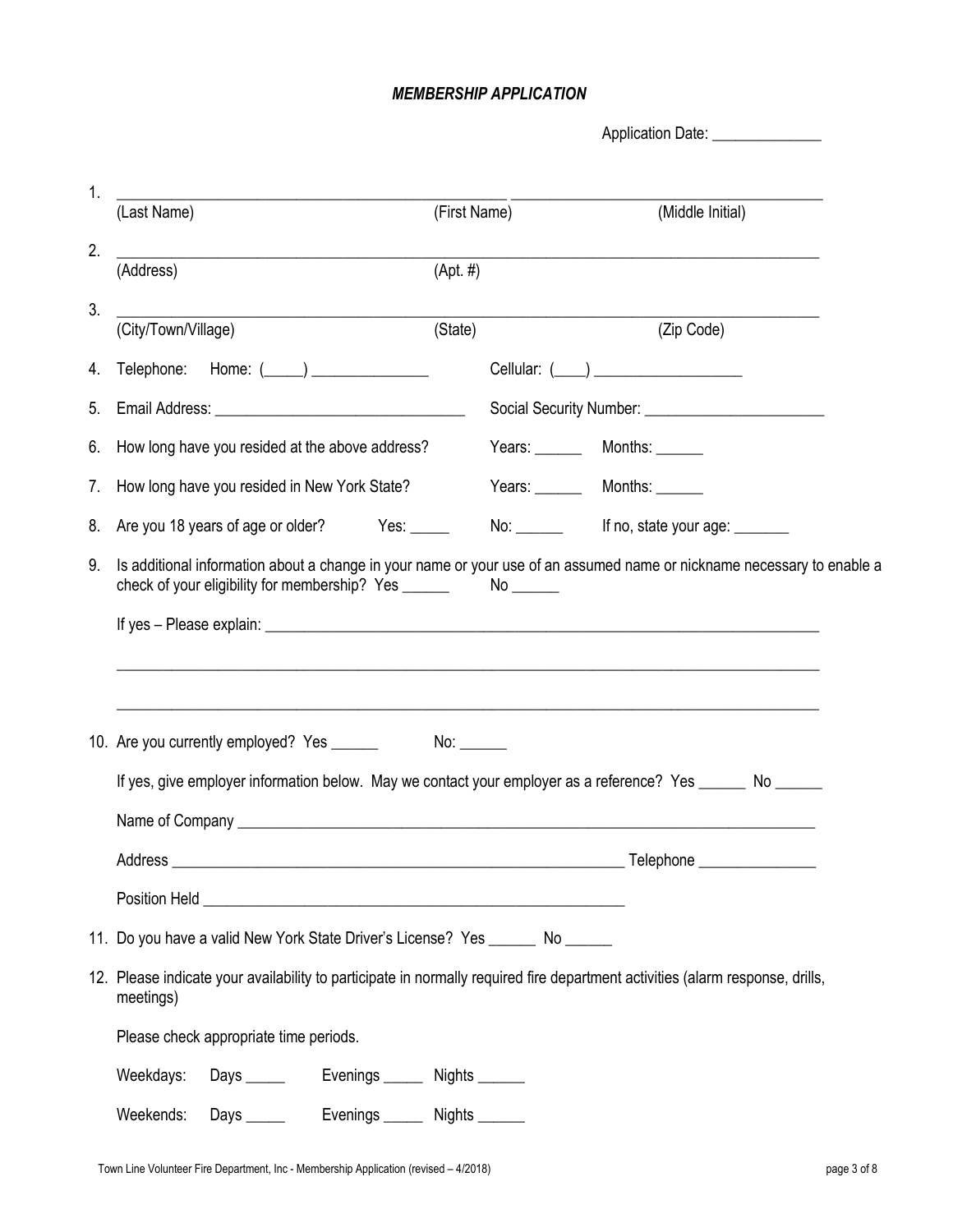### *MEMBERSHIP APPLICATION*

Application Date: ______________

1. ______________________________________________ ______________________________________
   (Last Name) (First Name) (Middle Initial)

2. ________________________________________________________________________________
   (Address) (Apt. #)

3. ________________________________________________________________________________
   (City/Town/Village) (State) (Zip Code)

4. Telephone: Home: (_____) _______________ Cellular: (____) ___________________

5. Email Address: ________________________________ Social Security Number: _______________________

6. How long have you resided at the above address? Years: ______ Months: ______

7. How long have you resided in New York State? Years: ______ Months: ______

8. Are you 18 years of age or older? Yes: _____ No: ______ If no, state your age: _______

9. Is additional information about a change in your name or your use of an assumed name or nickname necessary to enable a check of your eligibility for membership? Yes ______ No ______

   If yes – Please explain: _________________________________________________________________________

   _______________________________________________________________________________________

   _______________________________________________________________________________________

10. Are you currently employed? Yes ______ No: ______

    If yes, give employer information below. May we contact your employer as a reference? Yes ______ No ______

    Name of Company ______________________________________________________________________________

    Address __________________________________________________________ Telephone _______________

    Position Held _____________________________________________________

11. Do you have a valid New York State Driver's License? Yes ______ No ______

12. Please indicate your availability to participate in normally required fire department activities (alarm response, drills, meetings)

    Please check appropriate time periods.

    Weekdays: Days _____ Evenings _____ Nights ______

    Weekends: Days _____ Evenings _____ Nights ______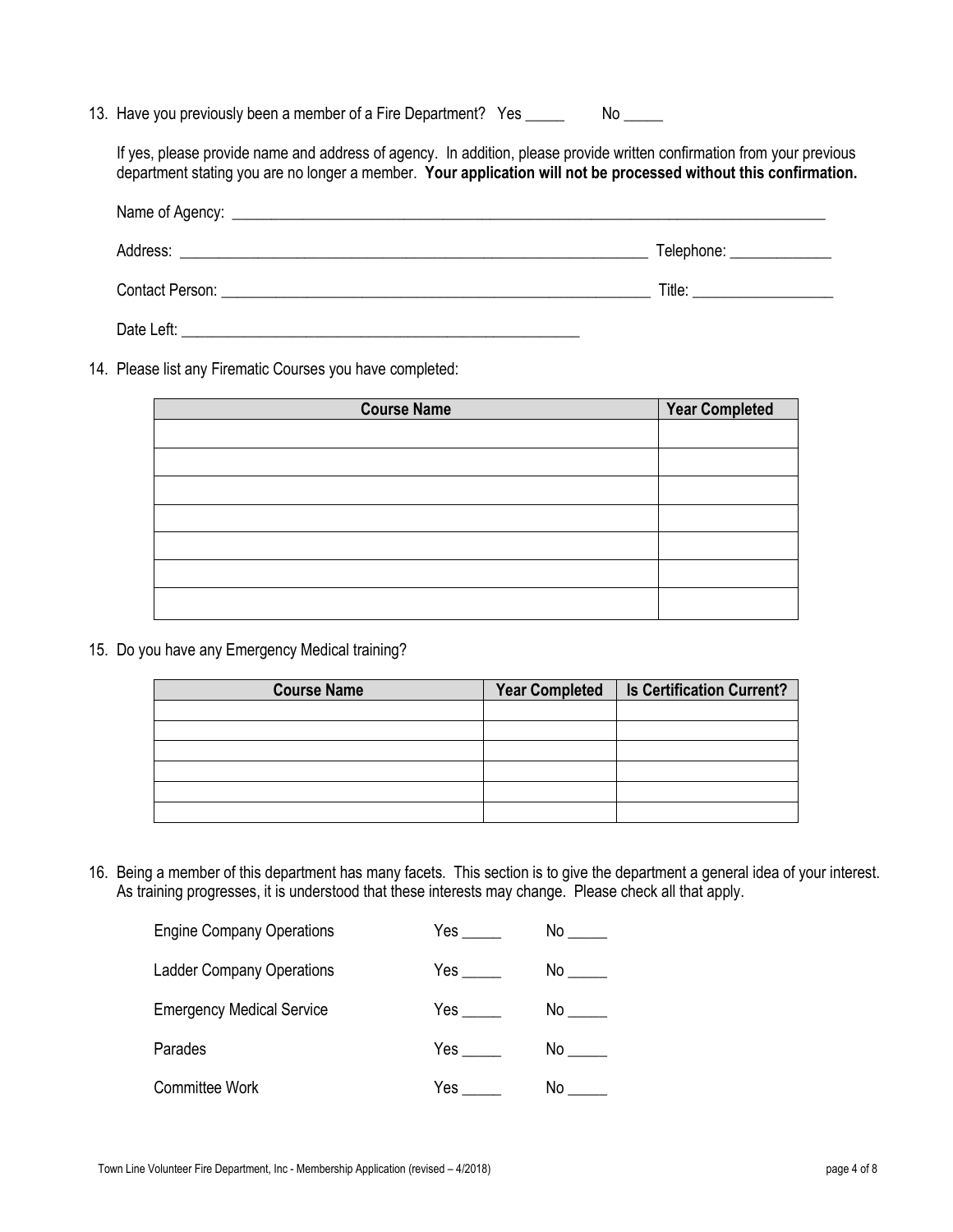13. Have you previously been a member of a Fire Department? Yes _____ No _____

    If yes, please provide name and address of agency. In addition, please provide written confirmation from your previous department stating you are no longer a member. **Your application will not be processed without this confirmation.**

    Name of Agency: ________________________________________________________________________________

    Address: ______________________________________________________________ Telephone: _____________

    Contact Person: ________________________________________________________ Title: __________________

    Date Left: _____________________________________________________

14. Please list any Firematic Courses you have completed:

| Course Name | Year Completed |
|---|---|
| | |
| | |
| | |
| | |
| | |
| | |
| | |

15. Do you have any Emergency Medical training?

| Course Name | Year Completed | Is Certification Current? |
|---|---|---|
| | | |
| | | |
| | | |
| | | |
| | | |
| | | |

16. Being a member of this department has many facets. This section is to give the department a general idea of your interest. As training progresses, it is understood that these interests may change. Please check all that apply.

    Engine Company Operations Yes _____ No _____

    Ladder Company Operations Yes _____ No _____

    Emergency Medical Service Yes _____ No _____

    Parades Yes _____ No _____

    Committee Work Yes _____ No _____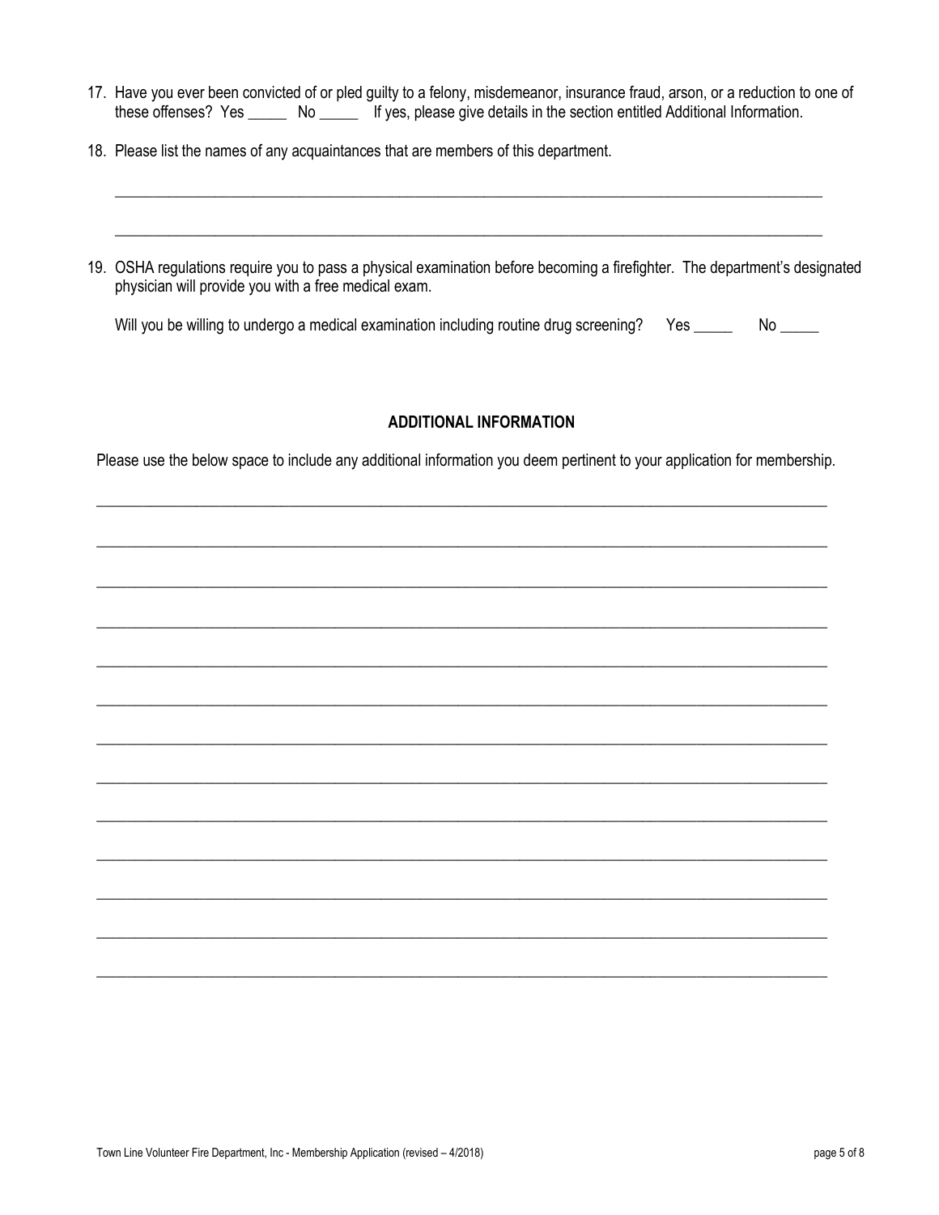17. Have you ever been convicted of or pled guilty to a felony, misdemeanor, insurance fraud, arson, or a reduction to one of these offenses? Yes _____ No _____ If yes, please give details in the section entitled Additional Information.

18. Please list the names of any acquaintances that are members of this department.

    ________________________________________________________________________________________________

    ________________________________________________________________________________________________

19. OSHA regulations require you to pass a physical examination before becoming a firefighter. The department's designated physician will provide you with a free medical exam.

    Will you be willing to undergo a medical examination including routine drug screening? Yes _____ No _____

## ADDITIONAL INFORMATION

Please use the below space to include any additional information you deem pertinent to your application for membership.

________________________________________________________________________________________________

________________________________________________________________________________________________

________________________________________________________________________________________________

________________________________________________________________________________________________

________________________________________________________________________________________________

________________________________________________________________________________________________

________________________________________________________________________________________________

________________________________________________________________________________________________

________________________________________________________________________________________________

________________________________________________________________________________________________

________________________________________________________________________________________________

________________________________________________________________________________________________

________________________________________________________________________________________________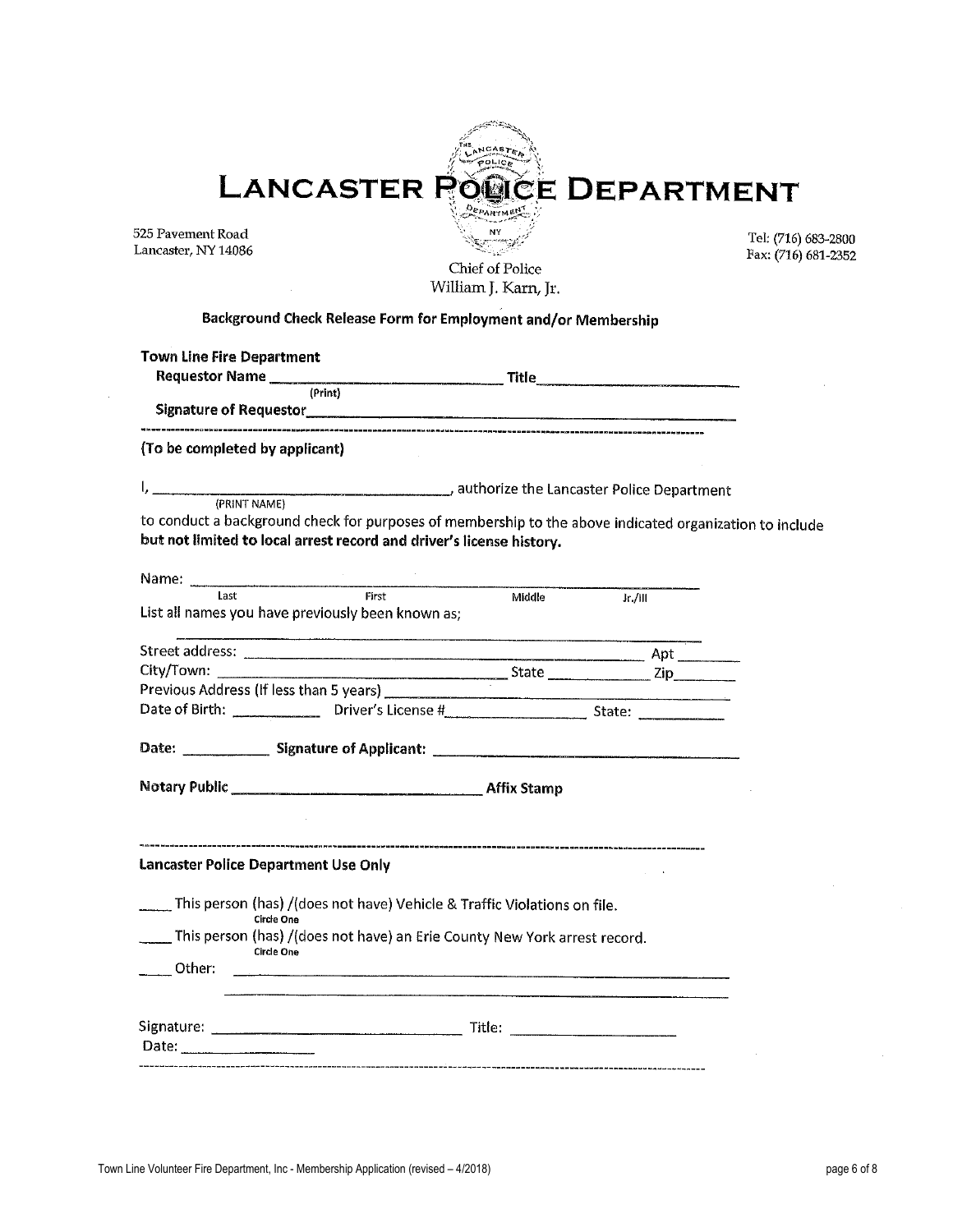# LANCASTER POLICE DEPARTMENT

525 Pavement Road
Lancaster, NY 14086

Tel: (716) 683-2800
Fax: (716) 681-2352

Chief of Police
William J. Karn, Jr.

**Background Check Release Form for Employment and/or Membership**

**Town Line Fire Department**

**Requestor Name** ______________________________ **Title**____________________________
(Print)

**Signature of Requestor**________________________________________________________

---

**(To be completed by applicant)**

I, ______________________________________, authorize the Lancaster Police Department
(PRINT NAME)

to conduct a background check for purposes of membership to the above indicated organization to include **but not limited to local arrest record and driver's license history.**

Name: ________________________________________________________________
Last          First          Middle          Jr./III

List all names you have previously been known as;

________________________________________________________________

Street address: ______________________________________________ Apt ________

City/Town: _________________________________ State ______________ Zip________

Previous Address (If less than 5 years) ____________________________________

Date of Birth: ___________ Driver's License #__________________ State: ___________

**Date:** ___________ **Signature of Applicant:** ______________________________________

**Notary Public** _________________________________ **Affix Stamp**

---

**Lancaster Police Department Use Only**

_____ This person (has) /(does not have) Vehicle & Traffic Violations on file.
Circle One

_____ This person (has) /(does not have) an Erie County New York arrest record.
Circle One

_____ Other: ____________________________________________________________

____________________________________________________________

Signature: ________________________________ Title: ______________________

Date: __________________

---

Town Line Volunteer Fire Department, Inc - Membership Application (revised – 4/2018)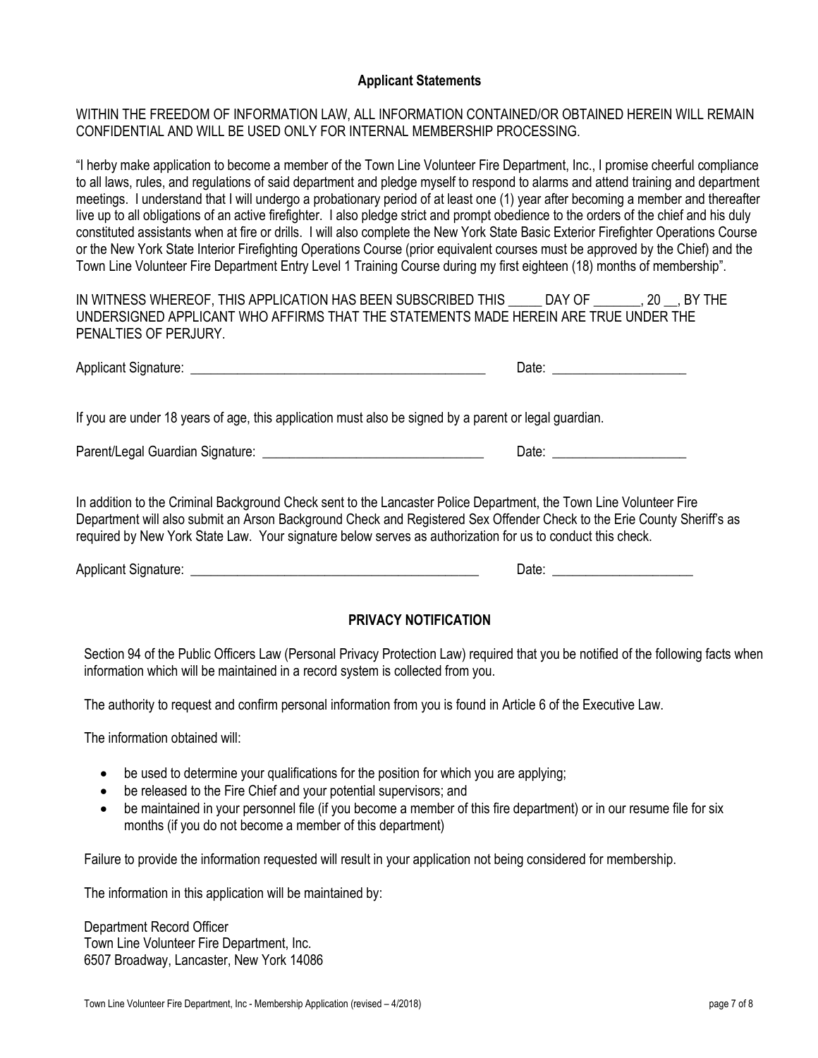### Applicant Statements

WITHIN THE FREEDOM OF INFORMATION LAW, ALL INFORMATION CONTAINED/OR OBTAINED HEREIN WILL REMAIN CONFIDENTIAL AND WILL BE USED ONLY FOR INTERNAL MEMBERSHIP PROCESSING.

"I herby make application to become a member of the Town Line Volunteer Fire Department, Inc., I promise cheerful compliance to all laws, rules, and regulations of said department and pledge myself to respond to alarms and attend training and department meetings. I understand that I will undergo a probationary period of at least one (1) year after becoming a member and thereafter live up to all obligations of an active firefighter. I also pledge strict and prompt obedience to the orders of the chief and his duly constituted assistants when at fire or drills. I will also complete the New York State Basic Exterior Firefighter Operations Course or the New York State Interior Firefighting Operations Course (prior equivalent courses must be approved by the Chief) and the Town Line Volunteer Fire Department Entry Level 1 Training Course during my first eighteen (18) months of membership".

IN WITNESS WHEREOF, THIS APPLICATION HAS BEEN SUBSCRIBED THIS _____ DAY OF _______, 20 __, BY THE UNDERSIGNED APPLICANT WHO AFFIRMS THAT THE STATEMENTS MADE HEREIN ARE TRUE UNDER THE PENALTIES OF PERJURY.

Applicant Signature: _____________________________________________ Date: ____________________

If you are under 18 years of age, this application must also be signed by a parent or legal guardian.

Parent/Legal Guardian Signature: _________________________________ Date: ____________________

In addition to the Criminal Background Check sent to the Lancaster Police Department, the Town Line Volunteer Fire Department will also submit an Arson Background Check and Registered Sex Offender Check to the Erie County Sheriff's as required by New York State Law. Your signature below serves as authorization for us to conduct this check.

Applicant Signature: ____________________________________________ Date: _____________________

### PRIVACY NOTIFICATION

Section 94 of the Public Officers Law (Personal Privacy Protection Law) required that you be notified of the following facts when information which will be maintained in a record system is collected from you.

The authority to request and confirm personal information from you is found in Article 6 of the Executive Law.

The information obtained will:

- be used to determine your qualifications for the position for which you are applying;
- be released to the Fire Chief and your potential supervisors; and
- be maintained in your personnel file (if you become a member of this fire department) or in our resume file for six months (if you do not become a member of this department)

Failure to provide the information requested will result in your application not being considered for membership.

The information in this application will be maintained by:

Department Record Officer
Town Line Volunteer Fire Department, Inc.
6507 Broadway, Lancaster, New York 14086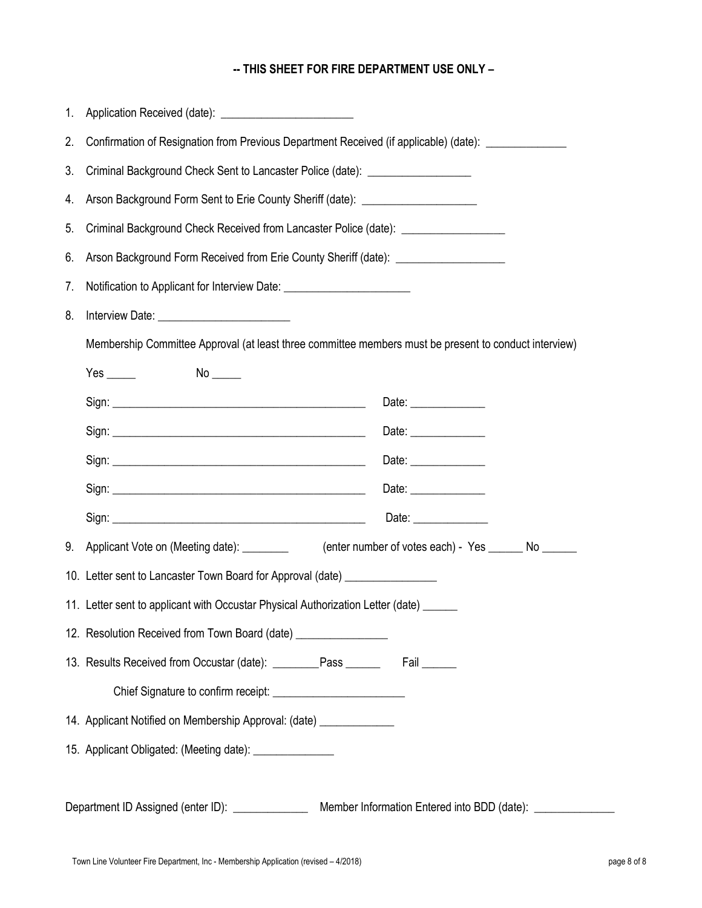**-- THIS SHEET FOR FIRE DEPARTMENT USE ONLY –**

1. Application Received (date): _______________________
2. Confirmation of Resignation from Previous Department Received (if applicable) (date): ______________
3. Criminal Background Check Sent to Lancaster Police (date): __________________
4. Arson Background Form Sent to Erie County Sheriff (date): ____________________
5. Criminal Background Check Received from Lancaster Police (date): __________________
6. Arson Background Form Received from Erie County Sheriff (date): ___________________
7. Notification to Applicant for Interview Date: ______________________
8. Interview Date: _______________________

   Membership Committee Approval (at least three committee members must be present to conduct interview)

   Yes _____ No _____

   Sign: ____________________________________________ Date: _____________

   Sign: ____________________________________________ Date: _____________

   Sign: ____________________________________________ Date: _____________

   Sign: ____________________________________________ Date: _____________

   Sign: ____________________________________________ Date: _____________

9. Applicant Vote on (Meeting date): ________ (enter number of votes each) - Yes ______ No ______
10. Letter sent to Lancaster Town Board for Approval (date) ________________
11. Letter sent to applicant with Occustar Physical Authorization Letter (date) ______
12. Resolution Received from Town Board (date) ________________
13. Results Received from Occustar (date): ________Pass ______ Fail ______

    Chief Signature to confirm receipt: _______________________

14. Applicant Notified on Membership Approval: (date) _____________
15. Applicant Obligated: (Meeting date): ______________

Department ID Assigned (enter ID): _____________ Member Information Entered into BDD (date): ______________

Town Line Volunteer Fire Department, Inc - Membership Application (revised – 4/2018)